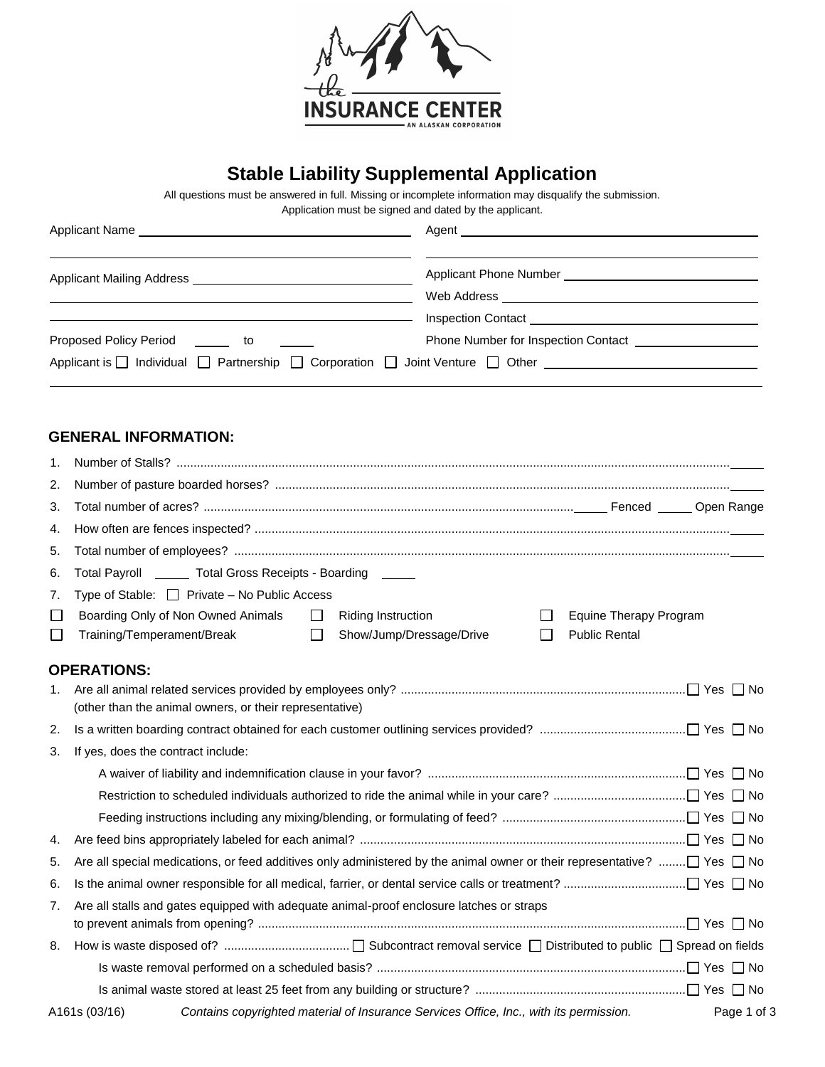THE INSURANCE CENTER
AN ALASKAN CORPORATION

# Stable Liability Supplemental Application

All questions must be answered in full. Missing or incomplete information may disqualify the submission.
Application must be signed and dated by the applicant.

Applicant Name ______________________________ Agent ______________________________

Applicant Mailing Address ______________________________ Applicant Phone Number ______________________________

Web Address ______________________________

Inspection Contact ______________________________

Proposed Policy Period _____ to _____ Phone Number for Inspection Contact ______________________________

Applicant is ☐ Individual ☐ Partnership ☐ Corporation ☐ Joint Venture ☐ Other ______________________________

## GENERAL INFORMATION:

1. Number of Stalls? _____
2. Number of pasture boarded horses? _____
3. Total number of acres? _____ Fenced _____ Open Range
4. How often are fences inspected? _____
5. Total number of employees? _____
6. Total Payroll _____ Total Gross Receipts - Boarding _____
7. Type of Stable: ☐ Private – No Public Access

☐ Boarding Only of Non Owned Animals ☐ Riding Instruction ☐ Equine Therapy Program
☐ Training/Temperament/Break ☐ Show/Jump/Dressage/Drive ☐ Public Rental

## OPERATIONS:

1. Are all animal related services provided by employees only? ☐ Yes ☐ No
   (other than the animal owners, or their representative)
2. Is a written boarding contract obtained for each customer outlining services provided? ☐ Yes ☐ No
3. If yes, does the contract include:
   - A waiver of liability and indemnification clause in your favor? ☐ Yes ☐ No
   - Restriction to scheduled individuals authorized to ride the animal while in your care? ☐ Yes ☐ No
   - Feeding instructions including any mixing/blending, or formulating of feed? ☐ Yes ☐ No
4. Are feed bins appropriately labeled for each animal? ☐ Yes ☐ No
5. Are all special medications, or feed additives only administered by the animal owner or their representative? ☐ Yes ☐ No
6. Is the animal owner responsible for all medical, farrier, or dental service calls or treatment? ☐ Yes ☐ No
7. Are all stalls and gates equipped with adequate animal-proof enclosure latches or straps to prevent animals from opening? ☐ Yes ☐ No
8. How is waste disposed of? ☐ Subcontract removal service ☐ Distributed to public ☐ Spread on fields
   - Is waste removal performed on a scheduled basis? ☐ Yes ☐ No
   - Is animal waste stored at least 25 feet from any building or structure? ☐ Yes ☐ No

A161s (03/16) *Contains copyrighted material of Insurance Services Office, Inc., with its permission.*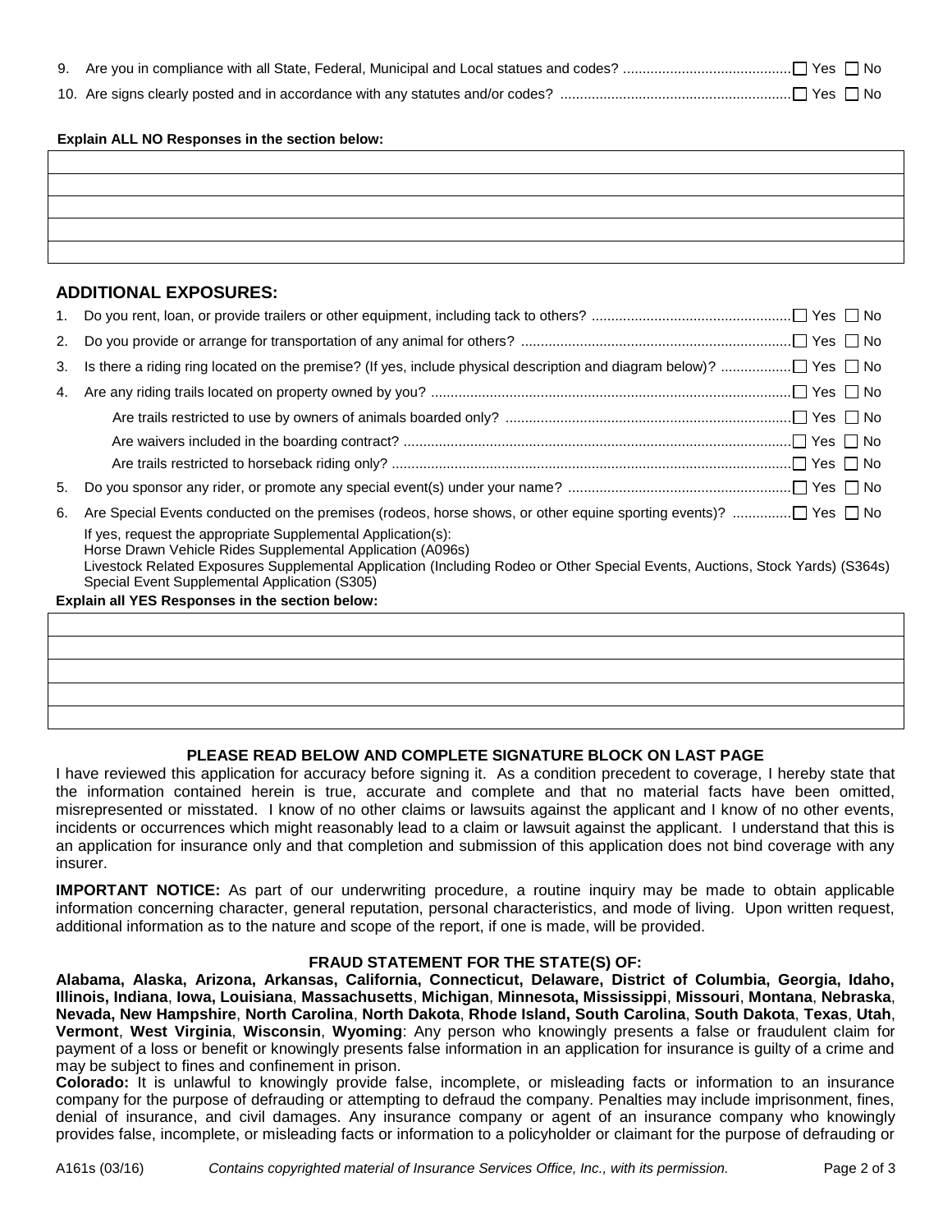9. Are you in compliance with all State, Federal, Municipal and Local statues and codes? .......................................... ☐ Yes ☐ No
10. Are signs clearly posted and in accordance with any statutes and/or codes? .......................................................... ☐ Yes ☐ No

**Explain ALL NO Responses in the section below:**

| |
|---|
| |
| |
| |
| |
| |

## ADDITIONAL EXPOSURES:

1. Do you rent, loan, or provide trailers or other equipment, including tack to others? .................................................. ☐ Yes ☐ No
2. Do you provide or arrange for transportation of any animal for others? .................................................................... ☐ Yes ☐ No
3. Is there a riding ring located on the premise? (If yes, include physical description and diagram below)? ................. ☐ Yes ☐ No
4. Are any riding trails located on property owned by you? ........................................................................................... ☐ Yes ☐ No
   - Are trails restricted to use by owners of animals boarded only? ........................................................................ ☐ Yes ☐ No
   - Are waivers included in the boarding contract? .................................................................................................. ☐ Yes ☐ No
   - Are trails restricted to horseback riding only? ..................................................................................................... ☐ Yes ☐ No
5. Do you sponsor any rider, or promote any special event(s) under your name? ......................................................... ☐ Yes ☐ No
6. Are Special Events conducted on the premises (rodeos, horse shows, or other equine sporting events)? .............. ☐ Yes ☐ No

   If yes, request the appropriate Supplemental Application(s):
   Horse Drawn Vehicle Rides Supplemental Application (A096s)
   Livestock Related Exposures Supplemental Application (Including Rodeo or Other Special Events, Auctions, Stock Yards) (S364s)
   Special Event Supplemental Application (S305)

**Explain all YES Responses in the section below:**

| |
|---|
| |
| |
| |
| |
| |

**PLEASE READ BELOW AND COMPLETE SIGNATURE BLOCK ON LAST PAGE**

I have reviewed this application for accuracy before signing it. As a condition precedent to coverage, I hereby state that the information contained herein is true, accurate and complete and that no material facts have been omitted, misrepresented or misstated. I know of no other claims or lawsuits against the applicant and I know of no other events, incidents or occurrences which might reasonably lead to a claim or lawsuit against the applicant. I understand that this is an application for insurance only and that completion and submission of this application does not bind coverage with any insurer.

**IMPORTANT NOTICE:** As part of our underwriting procedure, a routine inquiry may be made to obtain applicable information concerning character, general reputation, personal characteristics, and mode of living. Upon written request, additional information as to the nature and scope of the report, if one is made, will be provided.

**FRAUD STATEMENT FOR THE STATE(S) OF:**

**Alabama, Alaska, Arizona, Arkansas, California, Connecticut, Delaware, District of Columbia, Georgia, Idaho, Illinois, Indiana**, **Iowa, Louisiana**, **Massachusetts**, **Michigan**, **Minnesota, Mississippi**, **Missouri**, **Montana**, **Nebraska**, **Nevada, New Hampshire**, **North Carolina**, **North Dakota**, **Rhode Island, South Carolina**, **South Dakota**, **Texas**, **Utah**, **Vermont**, **West Virginia**, **Wisconsin**, **Wyoming**: Any person who knowingly presents a false or fraudulent claim for payment of a loss or benefit or knowingly presents false information in an application for insurance is guilty of a crime and may be subject to fines and confinement in prison.

**Colorado:** It is unlawful to knowingly provide false, incomplete, or misleading facts or information to an insurance company for the purpose of defrauding or attempting to defraud the company. Penalties may include imprisonment, fines, denial of insurance, and civil damages. Any insurance company or agent of an insurance company who knowingly provides false, incomplete, or misleading facts or information to a policyholder or claimant for the purpose of defrauding or

A161s (03/16) *Contains copyrighted material of Insurance Services Office, Inc., with its permission.*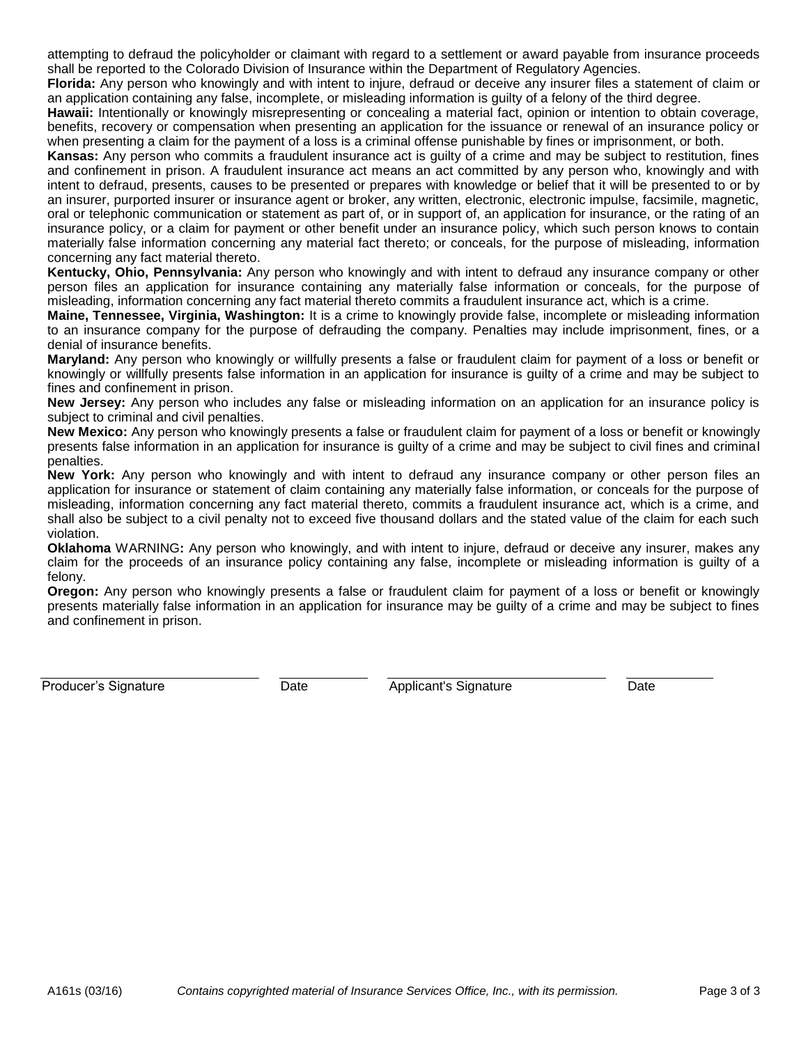attempting to defraud the policyholder or claimant with regard to a settlement or award payable from insurance proceeds shall be reported to the Colorado Division of Insurance within the Department of Regulatory Agencies.

**Florida:** Any person who knowingly and with intent to injure, defraud or deceive any insurer files a statement of claim or an application containing any false, incomplete, or misleading information is guilty of a felony of the third degree.

**Hawaii:** Intentionally or knowingly misrepresenting or concealing a material fact, opinion or intention to obtain coverage, benefits, recovery or compensation when presenting an application for the issuance or renewal of an insurance policy or when presenting a claim for the payment of a loss is a criminal offense punishable by fines or imprisonment, or both.

**Kansas:** Any person who commits a fraudulent insurance act is guilty of a crime and may be subject to restitution, fines and confinement in prison. A fraudulent insurance act means an act committed by any person who, knowingly and with intent to defraud, presents, causes to be presented or prepares with knowledge or belief that it will be presented to or by an insurer, purported insurer or insurance agent or broker, any written, electronic, electronic impulse, facsimile, magnetic, oral or telephonic communication or statement as part of, or in support of, an application for insurance, or the rating of an insurance policy, or a claim for payment or other benefit under an insurance policy, which such person knows to contain materially false information concerning any material fact thereto; or conceals, for the purpose of misleading, information concerning any fact material thereto.

**Kentucky, Ohio, Pennsylvania:** Any person who knowingly and with intent to defraud any insurance company or other person files an application for insurance containing any materially false information or conceals, for the purpose of misleading, information concerning any fact material thereto commits a fraudulent insurance act, which is a crime.

**Maine, Tennessee, Virginia, Washington:** It is a crime to knowingly provide false, incomplete or misleading information to an insurance company for the purpose of defrauding the company. Penalties may include imprisonment, fines, or a denial of insurance benefits.

**Maryland:** Any person who knowingly or willfully presents a false or fraudulent claim for payment of a loss or benefit or knowingly or willfully presents false information in an application for insurance is guilty of a crime and may be subject to fines and confinement in prison.

**New Jersey:** Any person who includes any false or misleading information on an application for an insurance policy is subject to criminal and civil penalties.

**New Mexico:** Any person who knowingly presents a false or fraudulent claim for payment of a loss or benefit or knowingly presents false information in an application for insurance is guilty of a crime and may be subject to civil fines and criminal penalties.

**New York:** Any person who knowingly and with intent to defraud any insurance company or other person files an application for insurance or statement of claim containing any materially false information, or conceals for the purpose of misleading, information concerning any fact material thereto, commits a fraudulent insurance act, which is a crime, and shall also be subject to a civil penalty not to exceed five thousand dollars and the stated value of the claim for each such violation.

**Oklahoma** WARNING**:** Any person who knowingly, and with intent to injure, defraud or deceive any insurer, makes any claim for the proceeds of an insurance policy containing any false, incomplete or misleading information is guilty of a felony.

**Oregon:** Any person who knowingly presents a false or fraudulent claim for payment of a loss or benefit or knowingly presents materially false information in an application for insurance may be guilty of a crime and may be subject to fines and confinement in prison.

| | | | |
|---|---|---|---|
| Producer's Signature | Date | Applicant's Signature | Date |

A161s (03/16) *Contains copyrighted material of Insurance Services Office, Inc., with its permission.*